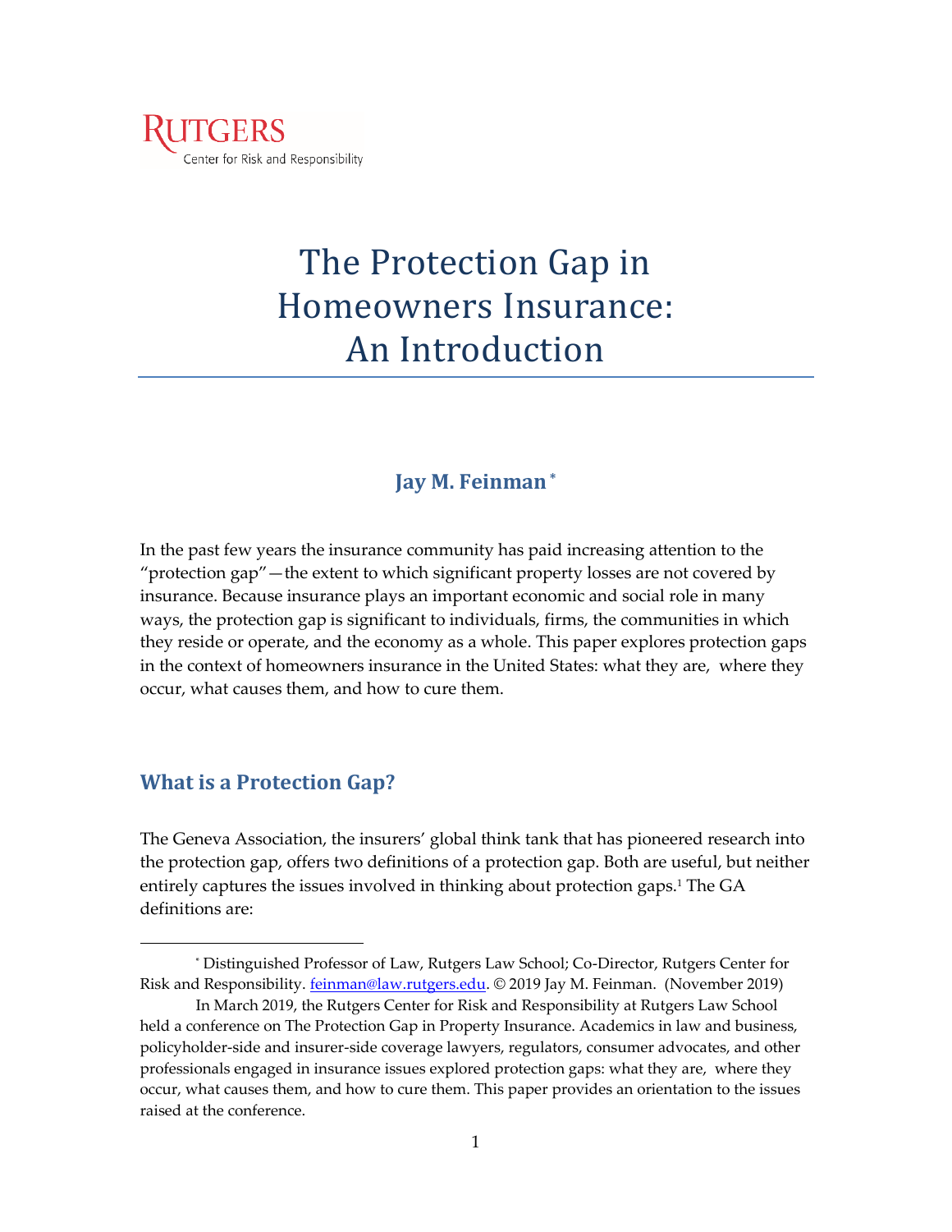RUTGERS
Center for Risk and Responsibility

# The Protection Gap in Homeowners Insurance: An Introduction

**Jay M. Feinman** [*]

In the past few years the insurance community has paid increasing attention to the "protection gap"—the extent to which significant property losses are not covered by insurance. Because insurance plays an important economic and social role in many ways, the protection gap is significant to individuals, firms, the communities in which they reside or operate, and the economy as a whole. This paper explores protection gaps in the context of homeowners insurance in the United States: what they are, where they occur, what causes them, and how to cure them.

## What is a Protection Gap?

The Geneva Association, the insurers' global think tank that has pioneered research into the protection gap, offers two definitions of a protection gap. Both are useful, but neither entirely captures the issues involved in thinking about protection gaps.[1] The GA definitions are:

---

[*] Distinguished Professor of Law, Rutgers Law School; Co-Director, Rutgers Center for Risk and Responsibility. feinman@law.rutgers.edu. © 2019 Jay M. Feinman. (November 2019)

In March 2019, the Rutgers Center for Risk and Responsibility at Rutgers Law School held a conference on The Protection Gap in Property Insurance. Academics in law and business, policyholder-side and insurer-side coverage lawyers, regulators, consumer advocates, and other professionals engaged in insurance issues explored protection gaps: what they are, where they occur, what causes them, and how to cure them. This paper provides an orientation to the issues raised at the conference.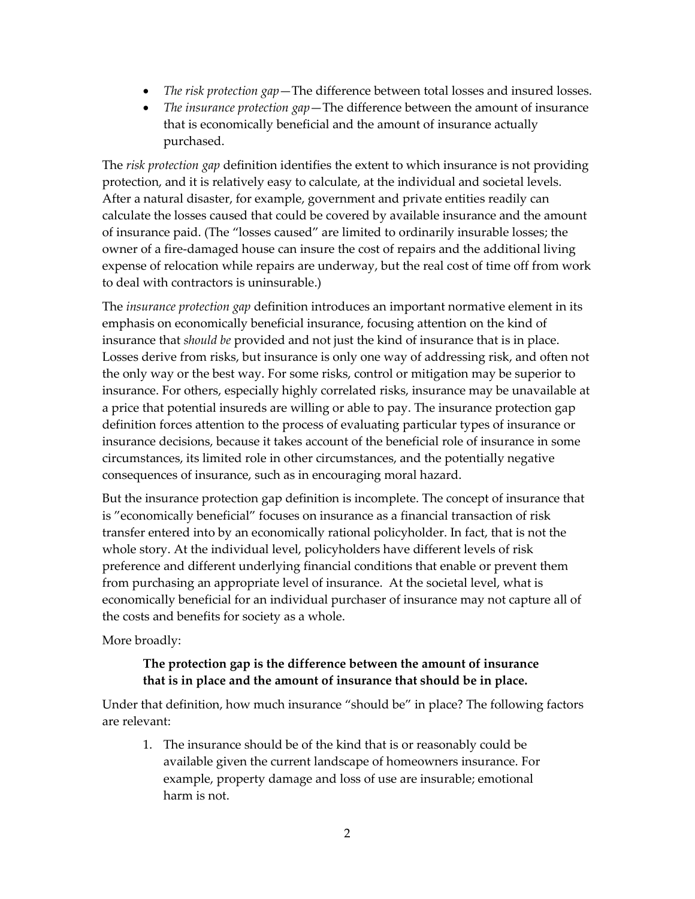- *The risk protection gap*—The difference between total losses and insured losses.
- *The insurance protection gap*—The difference between the amount of insurance that is economically beneficial and the amount of insurance actually purchased.

The *risk protection gap* definition identifies the extent to which insurance is not providing protection, and it is relatively easy to calculate, at the individual and societal levels. After a natural disaster, for example, government and private entities readily can calculate the losses caused that could be covered by available insurance and the amount of insurance paid. (The "losses caused" are limited to ordinarily insurable losses; the owner of a fire-damaged house can insure the cost of repairs and the additional living expense of relocation while repairs are underway, but the real cost of time off from work to deal with contractors is uninsurable.)

The *insurance protection gap* definition introduces an important normative element in its emphasis on economically beneficial insurance, focusing attention on the kind of insurance that *should be* provided and not just the kind of insurance that is in place. Losses derive from risks, but insurance is only one way of addressing risk, and often not the only way or the best way. For some risks, control or mitigation may be superior to insurance. For others, especially highly correlated risks, insurance may be unavailable at a price that potential insureds are willing or able to pay. The insurance protection gap definition forces attention to the process of evaluating particular types of insurance or insurance decisions, because it takes account of the beneficial role of insurance in some circumstances, its limited role in other circumstances, and the potentially negative consequences of insurance, such as in encouraging moral hazard.

But the insurance protection gap definition is incomplete. The concept of insurance that is "economically beneficial" focuses on insurance as a financial transaction of risk transfer entered into by an economically rational policyholder. In fact, that is not the whole story. At the individual level, policyholders have different levels of risk preference and different underlying financial conditions that enable or prevent them from purchasing an appropriate level of insurance. At the societal level, what is economically beneficial for an individual purchaser of insurance may not capture all of the costs and benefits for society as a whole.

More broadly:

> **The protection gap is the difference between the amount of insurance that is in place and the amount of insurance that should be in place.**

Under that definition, how much insurance "should be" in place? The following factors are relevant:

1. The insurance should be of the kind that is or reasonably could be available given the current landscape of homeowners insurance. For example, property damage and loss of use are insurable; emotional harm is not.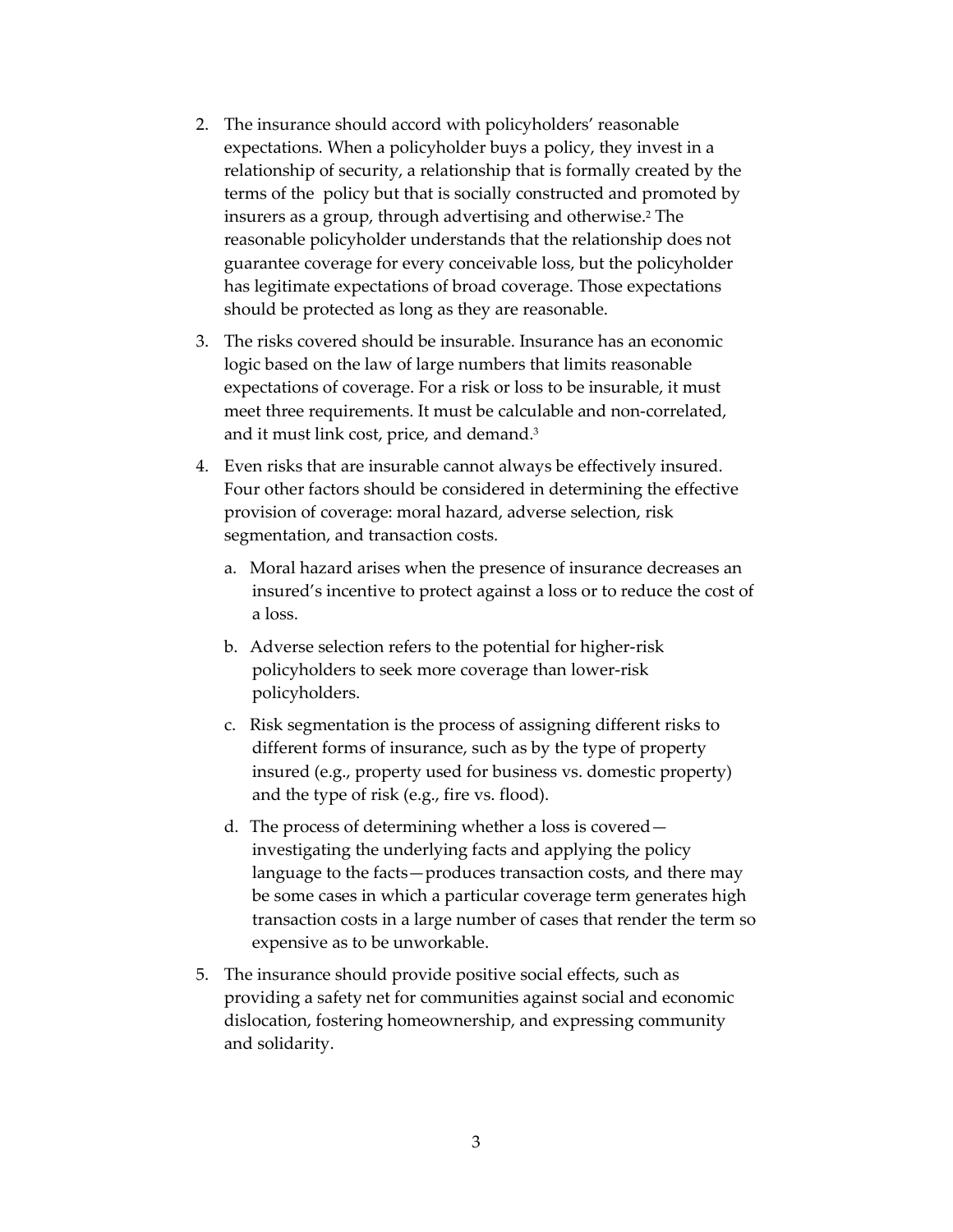2. The insurance should accord with policyholders' reasonable expectations. When a policyholder buys a policy, they invest in a relationship of security, a relationship that is formally created by the terms of the policy but that is socially constructed and promoted by insurers as a group, through advertising and otherwise.[2] The reasonable policyholder understands that the relationship does not guarantee coverage for every conceivable loss, but the policyholder has legitimate expectations of broad coverage. Those expectations should be protected as long as they are reasonable.

3. The risks covered should be insurable. Insurance has an economic logic based on the law of large numbers that limits reasonable expectations of coverage. For a risk or loss to be insurable, it must meet three requirements. It must be calculable and non-correlated, and it must link cost, price, and demand.[3]

4. Even risks that are insurable cannot always be effectively insured. Four other factors should be considered in determining the effective provision of coverage: moral hazard, adverse selection, risk segmentation, and transaction costs.

   a. Moral hazard arises when the presence of insurance decreases an insured's incentive to protect against a loss or to reduce the cost of a loss.

   b. Adverse selection refers to the potential for higher-risk policyholders to seek more coverage than lower-risk policyholders.

   c. Risk segmentation is the process of assigning different risks to different forms of insurance, such as by the type of property insured (e.g., property used for business vs. domestic property) and the type of risk (e.g., fire vs. flood).

   d. The process of determining whether a loss is covered—investigating the underlying facts and applying the policy language to the facts—produces transaction costs, and there may be some cases in which a particular coverage term generates high transaction costs in a large number of cases that render the term so expensive as to be unworkable.

5. The insurance should provide positive social effects, such as providing a safety net for communities against social and economic dislocation, fostering homeownership, and expressing community and solidarity.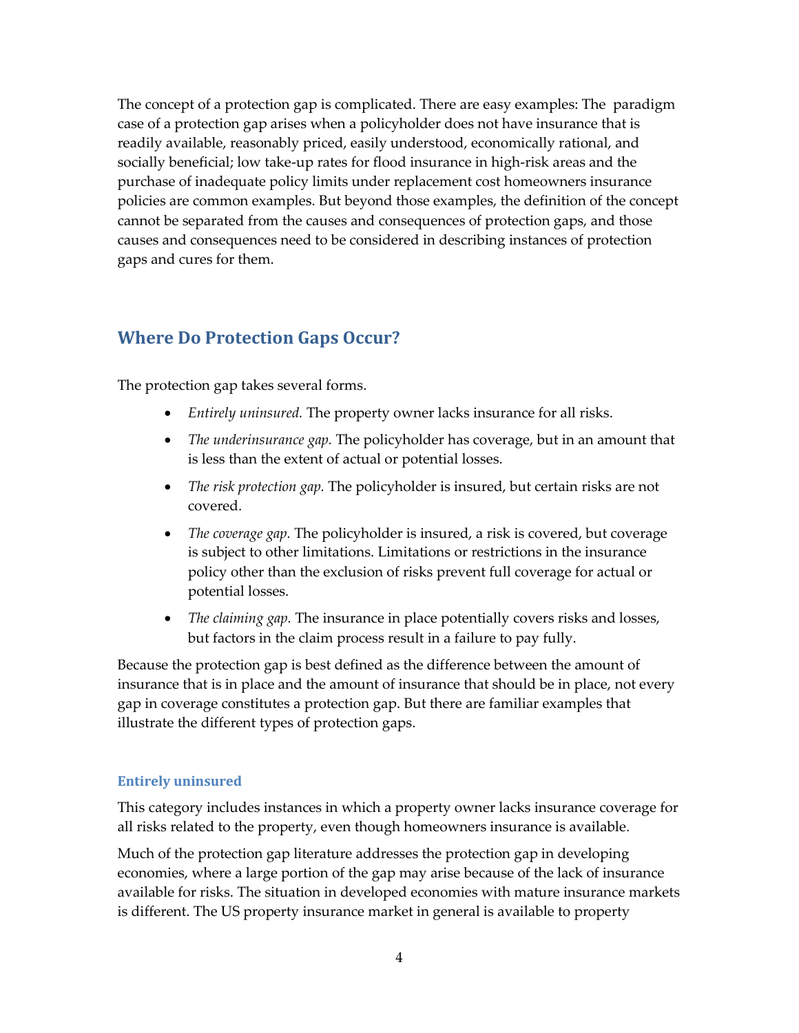The concept of a protection gap is complicated. There are easy examples: The paradigm case of a protection gap arises when a policyholder does not have insurance that is readily available, reasonably priced, easily understood, economically rational, and socially beneficial; low take-up rates for flood insurance in high-risk areas and the purchase of inadequate policy limits under replacement cost homeowners insurance policies are common examples. But beyond those examples, the definition of the concept cannot be separated from the causes and consequences of protection gaps, and those causes and consequences need to be considered in describing instances of protection gaps and cures for them.

## Where Do Protection Gaps Occur?

The protection gap takes several forms.

- *Entirely uninsured.* The property owner lacks insurance for all risks.
- *The underinsurance gap.* The policyholder has coverage, but in an amount that is less than the extent of actual or potential losses.
- *The risk protection gap.* The policyholder is insured, but certain risks are not covered.
- *The coverage gap.* The policyholder is insured, a risk is covered, but coverage is subject to other limitations. Limitations or restrictions in the insurance policy other than the exclusion of risks prevent full coverage for actual or potential losses.
- *The claiming gap.* The insurance in place potentially covers risks and losses, but factors in the claim process result in a failure to pay fully.

Because the protection gap is best defined as the difference between the amount of insurance that is in place and the amount of insurance that should be in place, not every gap in coverage constitutes a protection gap. But there are familiar examples that illustrate the different types of protection gaps.

### Entirely uninsured

This category includes instances in which a property owner lacks insurance coverage for all risks related to the property, even though homeowners insurance is available.

Much of the protection gap literature addresses the protection gap in developing economies, where a large portion of the gap may arise because of the lack of insurance available for risks. The situation in developed economies with mature insurance markets is different. The US property insurance market in general is available to property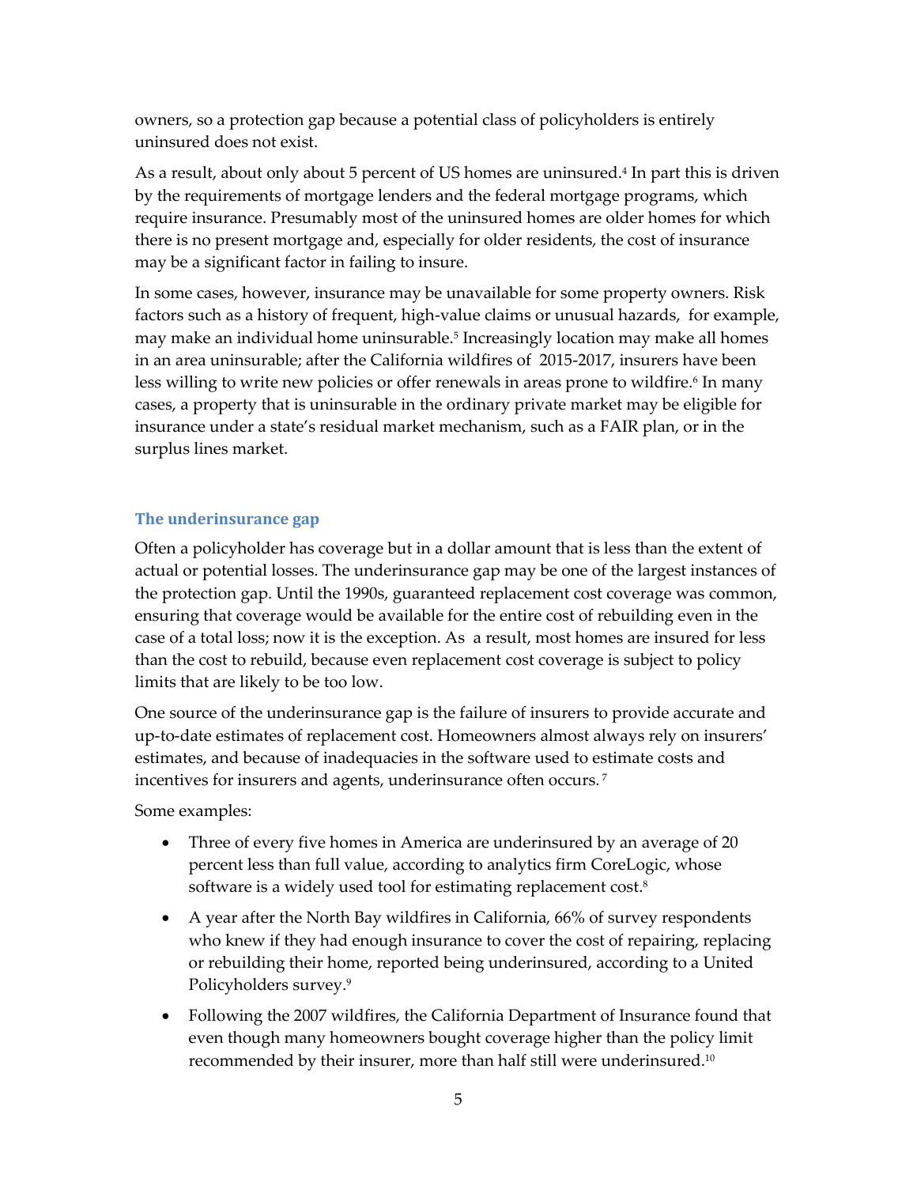owners, so a protection gap because a potential class of policyholders is entirely uninsured does not exist.

As a result, about only about 5 percent of US homes are uninsured.[4] In part this is driven by the requirements of mortgage lenders and the federal mortgage programs, which require insurance. Presumably most of the uninsured homes are older homes for which there is no present mortgage and, especially for older residents, the cost of insurance may be a significant factor in failing to insure.

In some cases, however, insurance may be unavailable for some property owners. Risk factors such as a history of frequent, high-value claims or unusual hazards, for example, may make an individual home uninsurable.[5] Increasingly location may make all homes in an area uninsurable; after the California wildfires of 2015-2017, insurers have been less willing to write new policies or offer renewals in areas prone to wildfire.[6] In many cases, a property that is uninsurable in the ordinary private market may be eligible for insurance under a state's residual market mechanism, such as a FAIR plan, or in the surplus lines market.

### The underinsurance gap

Often a policyholder has coverage but in a dollar amount that is less than the extent of actual or potential losses. The underinsurance gap may be one of the largest instances of the protection gap. Until the 1990s, guaranteed replacement cost coverage was common, ensuring that coverage would be available for the entire cost of rebuilding even in the case of a total loss; now it is the exception. As a result, most homes are insured for less than the cost to rebuild, because even replacement cost coverage is subject to policy limits that are likely to be too low.

One source of the underinsurance gap is the failure of insurers to provide accurate and up-to-date estimates of replacement cost. Homeowners almost always rely on insurers' estimates, and because of inadequacies in the software used to estimate costs and incentives for insurers and agents, underinsurance often occurs.[7]

Some examples:

- Three of every five homes in America are underinsured by an average of 20 percent less than full value, according to analytics firm CoreLogic, whose software is a widely used tool for estimating replacement cost.[8]
- A year after the North Bay wildfires in California, 66% of survey respondents who knew if they had enough insurance to cover the cost of repairing, replacing or rebuilding their home, reported being underinsured, according to a United Policyholders survey.[9]
- Following the 2007 wildfires, the California Department of Insurance found that even though many homeowners bought coverage higher than the policy limit recommended by their insurer, more than half still were underinsured.[10]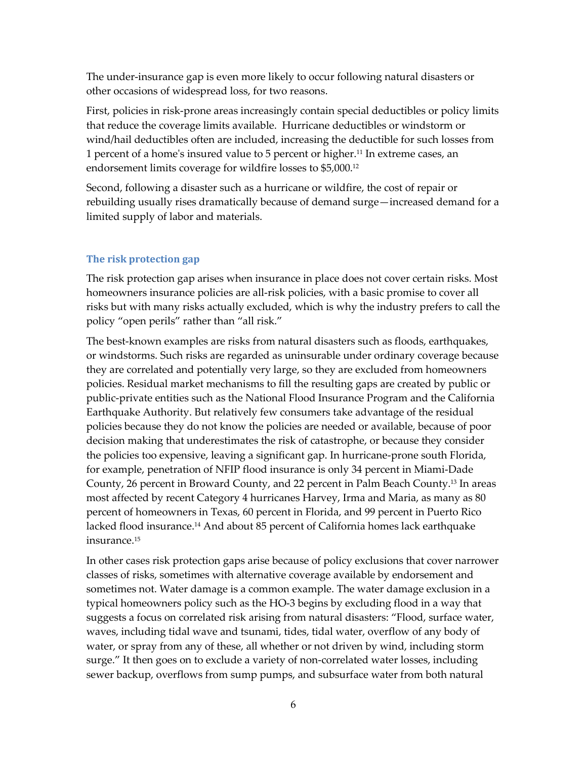The under-insurance gap is even more likely to occur following natural disasters or other occasions of widespread loss, for two reasons.

First, policies in risk-prone areas increasingly contain special deductibles or policy limits that reduce the coverage limits available. Hurricane deductibles or windstorm or wind/hail deductibles often are included, increasing the deductible for such losses from 1 percent of a home's insured value to 5 percent or higher.[11] In extreme cases, an endorsement limits coverage for wildfire losses to $5,000.[12]

Second, following a disaster such as a hurricane or wildfire, the cost of repair or rebuilding usually rises dramatically because of demand surge—increased demand for a limited supply of labor and materials.

### The risk protection gap

The risk protection gap arises when insurance in place does not cover certain risks. Most homeowners insurance policies are all-risk policies, with a basic promise to cover all risks but with many risks actually excluded, which is why the industry prefers to call the policy "open perils" rather than "all risk."

The best-known examples are risks from natural disasters such as floods, earthquakes, or windstorms. Such risks are regarded as uninsurable under ordinary coverage because they are correlated and potentially very large, so they are excluded from homeowners policies. Residual market mechanisms to fill the resulting gaps are created by public or public-private entities such as the National Flood Insurance Program and the California Earthquake Authority. But relatively few consumers take advantage of the residual policies because they do not know the policies are needed or available, because of poor decision making that underestimates the risk of catastrophe, or because they consider the policies too expensive, leaving a significant gap. In hurricane-prone south Florida, for example, penetration of NFIP flood insurance is only 34 percent in Miami-Dade County, 26 percent in Broward County, and 22 percent in Palm Beach County.[13] In areas most affected by recent Category 4 hurricanes Harvey, Irma and Maria, as many as 80 percent of homeowners in Texas, 60 percent in Florida, and 99 percent in Puerto Rico lacked flood insurance.[14] And about 85 percent of California homes lack earthquake insurance.[15]

In other cases risk protection gaps arise because of policy exclusions that cover narrower classes of risks, sometimes with alternative coverage available by endorsement and sometimes not. Water damage is a common example. The water damage exclusion in a typical homeowners policy such as the HO-3 begins by excluding flood in a way that suggests a focus on correlated risk arising from natural disasters: "Flood, surface water, waves, including tidal wave and tsunami, tides, tidal water, overflow of any body of water, or spray from any of these, all whether or not driven by wind, including storm surge." It then goes on to exclude a variety of non-correlated water losses, including sewer backup, overflows from sump pumps, and subsurface water from both natural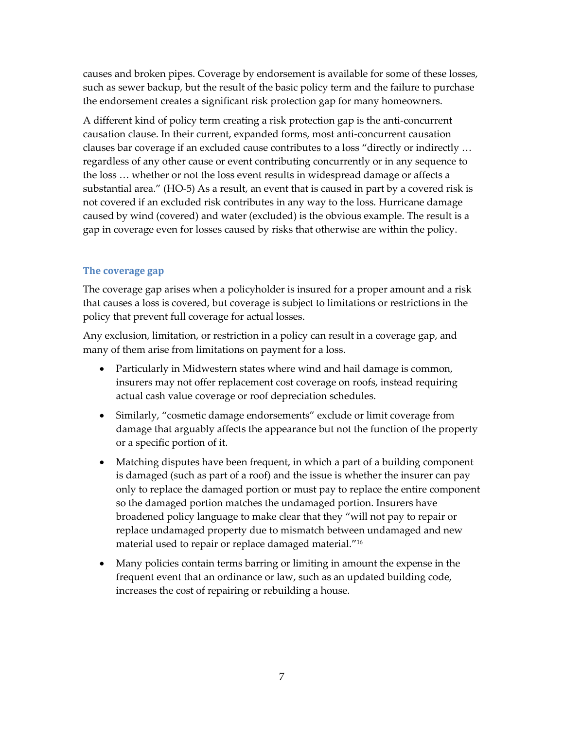causes and broken pipes. Coverage by endorsement is available for some of these losses, such as sewer backup, but the result of the basic policy term and the failure to purchase the endorsement creates a significant risk protection gap for many homeowners.

A different kind of policy term creating a risk protection gap is the anti-concurrent causation clause. In their current, expanded forms, most anti-concurrent causation clauses bar coverage if an excluded cause contributes to a loss "directly or indirectly … regardless of any other cause or event contributing concurrently or in any sequence to the loss … whether or not the loss event results in widespread damage or affects a substantial area." (HO-5) As a result, an event that is caused in part by a covered risk is not covered if an excluded risk contributes in any way to the loss. Hurricane damage caused by wind (covered) and water (excluded) is the obvious example. The result is a gap in coverage even for losses caused by risks that otherwise are within the policy.

### The coverage gap

The coverage gap arises when a policyholder is insured for a proper amount and a risk that causes a loss is covered, but coverage is subject to limitations or restrictions in the policy that prevent full coverage for actual losses.

Any exclusion, limitation, or restriction in a policy can result in a coverage gap, and many of them arise from limitations on payment for a loss.

- Particularly in Midwestern states where wind and hail damage is common, insurers may not offer replacement cost coverage on roofs, instead requiring actual cash value coverage or roof depreciation schedules.
- Similarly, "cosmetic damage endorsements" exclude or limit coverage from damage that arguably affects the appearance but not the function of the property or a specific portion of it.
- Matching disputes have been frequent, in which a part of a building component is damaged (such as part of a roof) and the issue is whether the insurer can pay only to replace the damaged portion or must pay to replace the entire component so the damaged portion matches the undamaged portion. Insurers have broadened policy language to make clear that they "will not pay to repair or replace undamaged property due to mismatch between undamaged and new material used to repair or replace damaged material."[16]
- Many policies contain terms barring or limiting in amount the expense in the frequent event that an ordinance or law, such as an updated building code, increases the cost of repairing or rebuilding a house.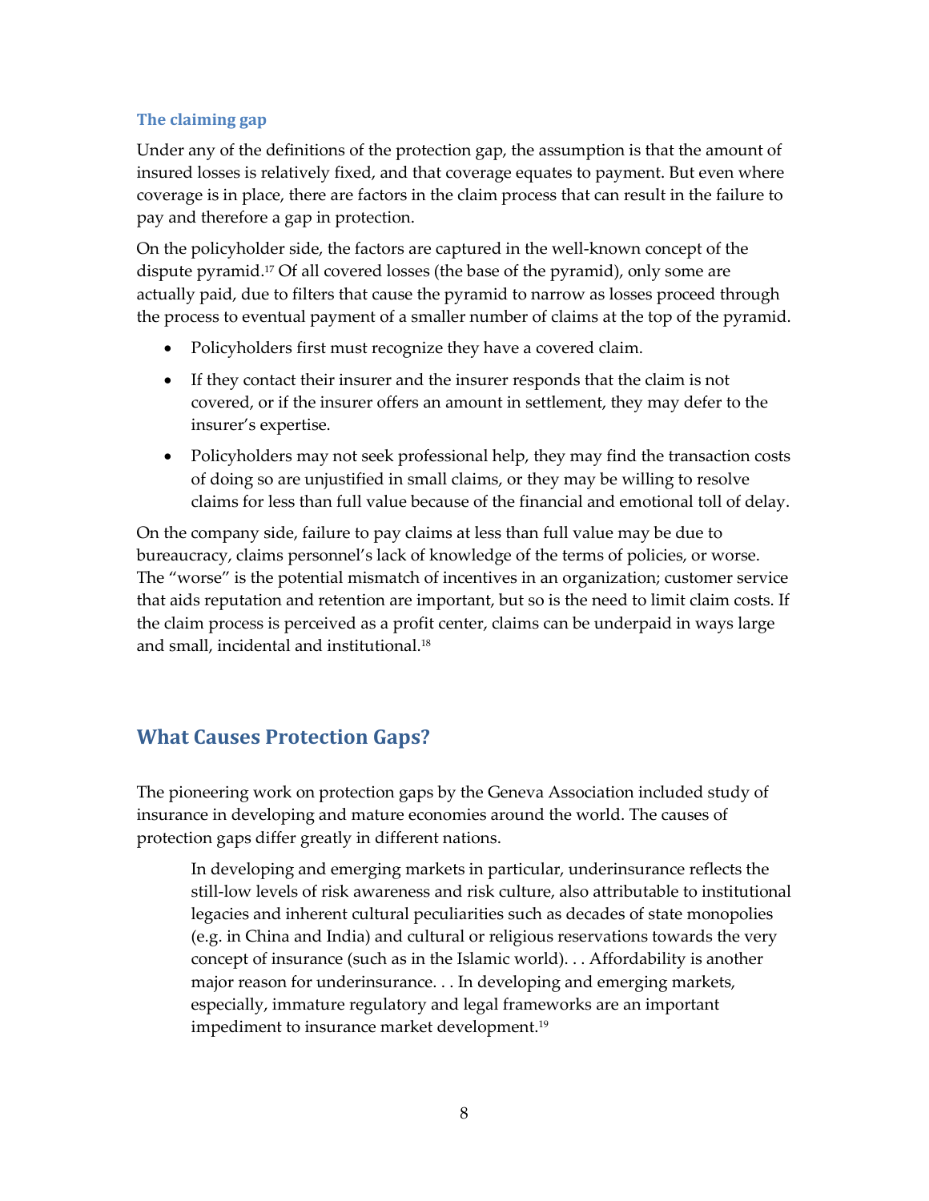### The claiming gap

Under any of the definitions of the protection gap, the assumption is that the amount of insured losses is relatively fixed, and that coverage equates to payment. But even where coverage is in place, there are factors in the claim process that can result in the failure to pay and therefore a gap in protection.

On the policyholder side, the factors are captured in the well-known concept of the dispute pyramid.[17] Of all covered losses (the base of the pyramid), only some are actually paid, due to filters that cause the pyramid to narrow as losses proceed through the process to eventual payment of a smaller number of claims at the top of the pyramid.

- Policyholders first must recognize they have a covered claim.
- If they contact their insurer and the insurer responds that the claim is not covered, or if the insurer offers an amount in settlement, they may defer to the insurer's expertise.
- Policyholders may not seek professional help, they may find the transaction costs of doing so are unjustified in small claims, or they may be willing to resolve claims for less than full value because of the financial and emotional toll of delay.

On the company side, failure to pay claims at less than full value may be due to bureaucracy, claims personnel's lack of knowledge of the terms of policies, or worse. The "worse" is the potential mismatch of incentives in an organization; customer service that aids reputation and retention are important, but so is the need to limit claim costs. If the claim process is perceived as a profit center, claims can be underpaid in ways large and small, incidental and institutional.[18]

## What Causes Protection Gaps?

The pioneering work on protection gaps by the Geneva Association included study of insurance in developing and mature economies around the world. The causes of protection gaps differ greatly in different nations.

> In developing and emerging markets in particular, underinsurance reflects the still-low levels of risk awareness and risk culture, also attributable to institutional legacies and inherent cultural peculiarities such as decades of state monopolies (e.g. in China and India) and cultural or religious reservations towards the very concept of insurance (such as in the Islamic world). . . Affordability is another major reason for underinsurance. . . In developing and emerging markets, especially, immature regulatory and legal frameworks are an important impediment to insurance market development.[19]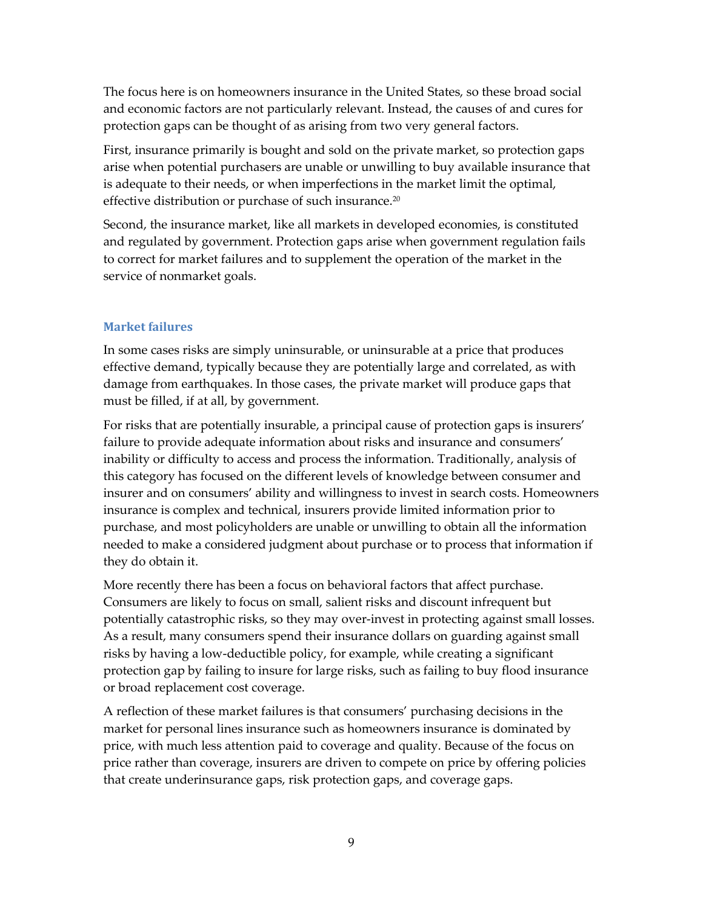The focus here is on homeowners insurance in the United States, so these broad social and economic factors are not particularly relevant. Instead, the causes of and cures for protection gaps can be thought of as arising from two very general factors.

First, insurance primarily is bought and sold on the private market, so protection gaps arise when potential purchasers are unable or unwilling to buy available insurance that is adequate to their needs, or when imperfections in the market limit the optimal, effective distribution or purchase of such insurance.[20]

Second, the insurance market, like all markets in developed economies, is constituted and regulated by government. Protection gaps arise when government regulation fails to correct for market failures and to supplement the operation of the market in the service of nonmarket goals.

### Market failures

In some cases risks are simply uninsurable, or uninsurable at a price that produces effective demand, typically because they are potentially large and correlated, as with damage from earthquakes. In those cases, the private market will produce gaps that must be filled, if at all, by government.

For risks that are potentially insurable, a principal cause of protection gaps is insurers' failure to provide adequate information about risks and insurance and consumers' inability or difficulty to access and process the information. Traditionally, analysis of this category has focused on the different levels of knowledge between consumer and insurer and on consumers' ability and willingness to invest in search costs. Homeowners insurance is complex and technical, insurers provide limited information prior to purchase, and most policyholders are unable or unwilling to obtain all the information needed to make a considered judgment about purchase or to process that information if they do obtain it.

More recently there has been a focus on behavioral factors that affect purchase. Consumers are likely to focus on small, salient risks and discount infrequent but potentially catastrophic risks, so they may over-invest in protecting against small losses. As a result, many consumers spend their insurance dollars on guarding against small risks by having a low-deductible policy, for example, while creating a significant protection gap by failing to insure for large risks, such as failing to buy flood insurance or broad replacement cost coverage.

A reflection of these market failures is that consumers' purchasing decisions in the market for personal lines insurance such as homeowners insurance is dominated by price, with much less attention paid to coverage and quality. Because of the focus on price rather than coverage, insurers are driven to compete on price by offering policies that create underinsurance gaps, risk protection gaps, and coverage gaps.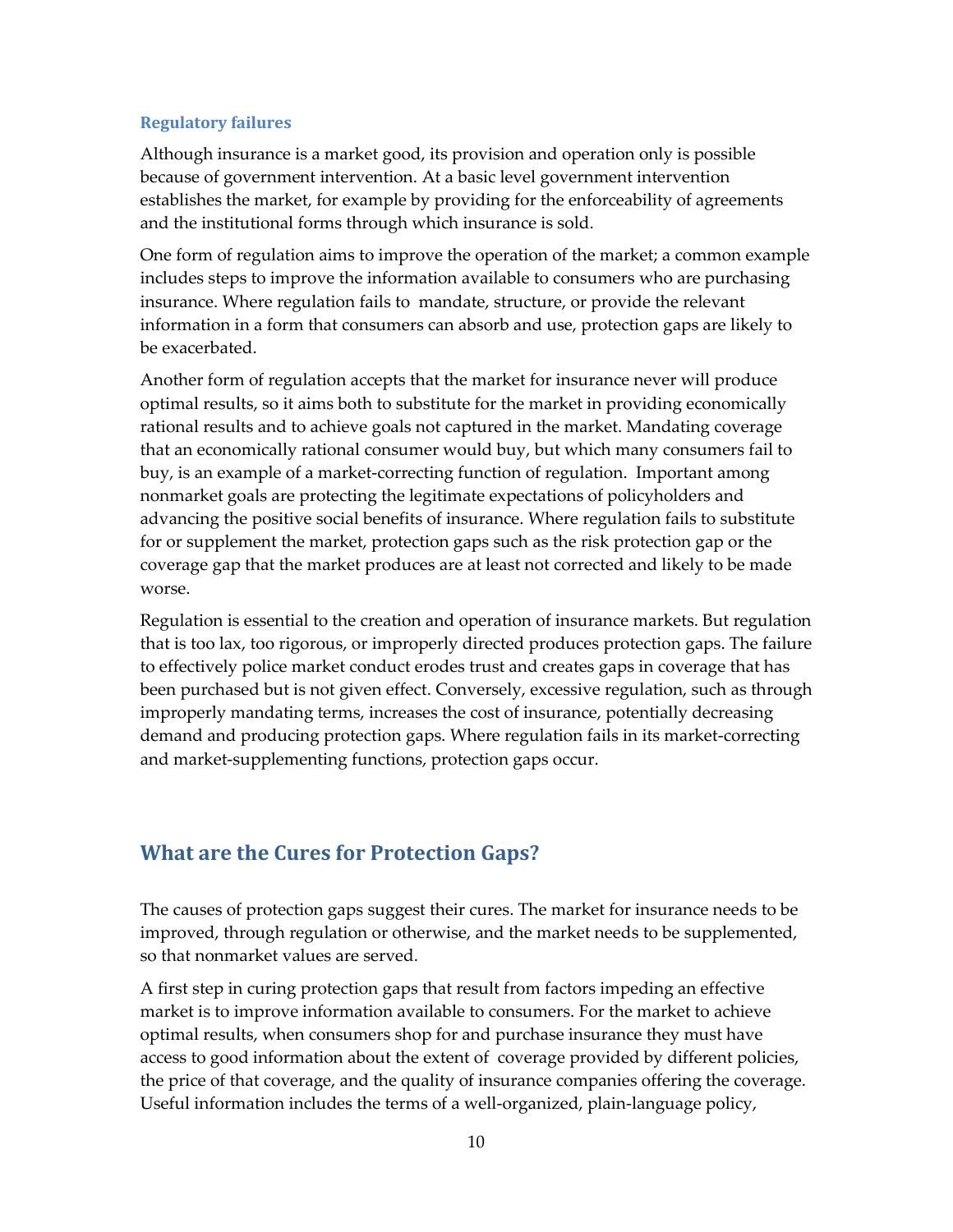### Regulatory failures

Although insurance is a market good, its provision and operation only is possible because of government intervention. At a basic level government intervention establishes the market, for example by providing for the enforceability of agreements and the institutional forms through which insurance is sold.

One form of regulation aims to improve the operation of the market; a common example includes steps to improve the information available to consumers who are purchasing insurance. Where regulation fails to mandate, structure, or provide the relevant information in a form that consumers can absorb and use, protection gaps are likely to be exacerbated.

Another form of regulation accepts that the market for insurance never will produce optimal results, so it aims both to substitute for the market in providing economically rational results and to achieve goals not captured in the market. Mandating coverage that an economically rational consumer would buy, but which many consumers fail to buy, is an example of a market-correcting function of regulation. Important among nonmarket goals are protecting the legitimate expectations of policyholders and advancing the positive social benefits of insurance. Where regulation fails to substitute for or supplement the market, protection gaps such as the risk protection gap or the coverage gap that the market produces are at least not corrected and likely to be made worse.

Regulation is essential to the creation and operation of insurance markets. But regulation that is too lax, too rigorous, or improperly directed produces protection gaps. The failure to effectively police market conduct erodes trust and creates gaps in coverage that has been purchased but is not given effect. Conversely, excessive regulation, such as through improperly mandating terms, increases the cost of insurance, potentially decreasing demand and producing protection gaps. Where regulation fails in its market-correcting and market-supplementing functions, protection gaps occur.

## What are the Cures for Protection Gaps?

The causes of protection gaps suggest their cures. The market for insurance needs to be improved, through regulation or otherwise, and the market needs to be supplemented, so that nonmarket values are served.

A first step in curing protection gaps that result from factors impeding an effective market is to improve information available to consumers. For the market to achieve optimal results, when consumers shop for and purchase insurance they must have access to good information about the extent of coverage provided by different policies, the price of that coverage, and the quality of insurance companies offering the coverage. Useful information includes the terms of a well-organized, plain-language policy,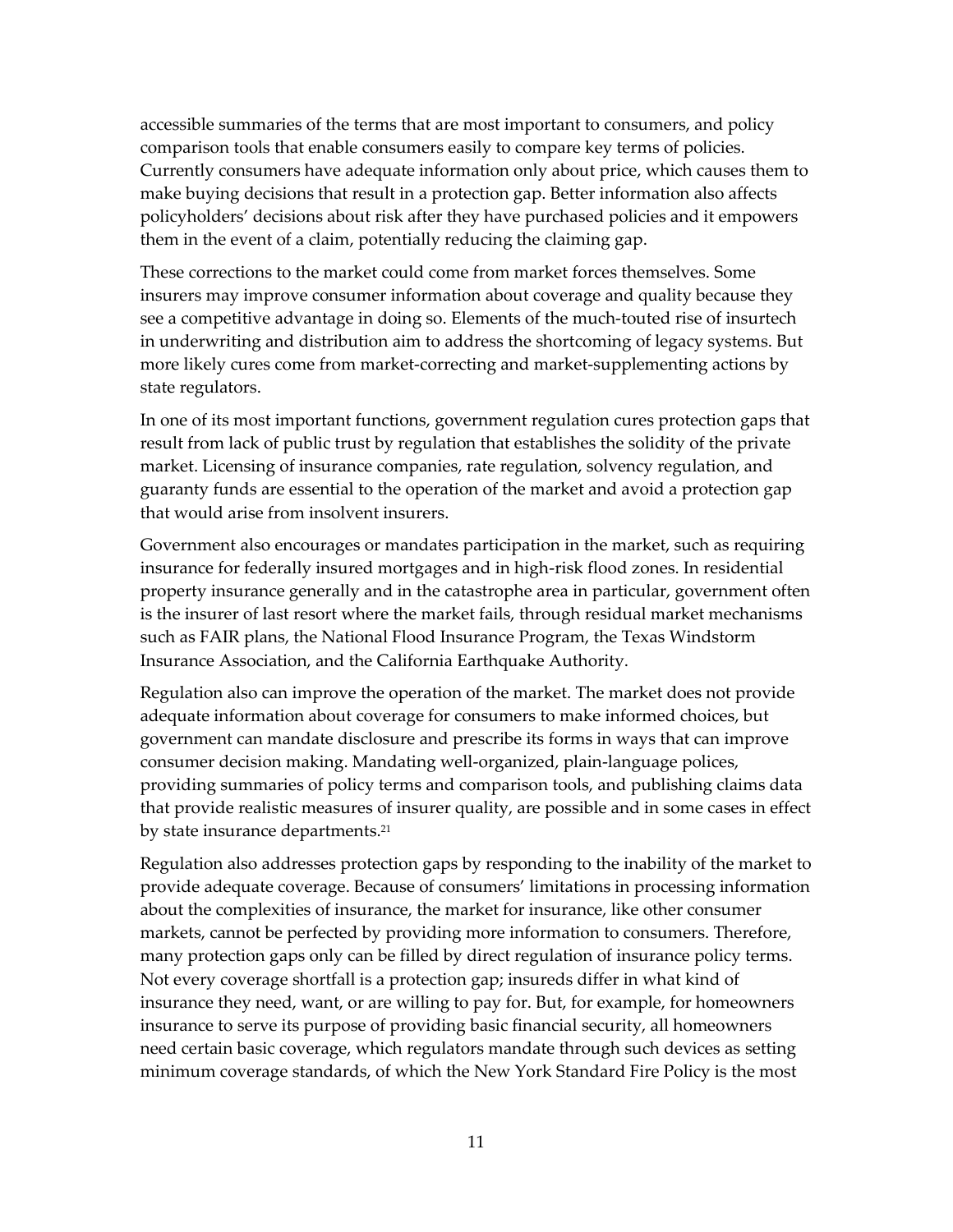accessible summaries of the terms that are most important to consumers, and policy comparison tools that enable consumers easily to compare key terms of policies. Currently consumers have adequate information only about price, which causes them to make buying decisions that result in a protection gap. Better information also affects policyholders' decisions about risk after they have purchased policies and it empowers them in the event of a claim, potentially reducing the claiming gap.

These corrections to the market could come from market forces themselves. Some insurers may improve consumer information about coverage and quality because they see a competitive advantage in doing so. Elements of the much-touted rise of insurtech in underwriting and distribution aim to address the shortcoming of legacy systems. But more likely cures come from market-correcting and market-supplementing actions by state regulators.

In one of its most important functions, government regulation cures protection gaps that result from lack of public trust by regulation that establishes the solidity of the private market. Licensing of insurance companies, rate regulation, solvency regulation, and guaranty funds are essential to the operation of the market and avoid a protection gap that would arise from insolvent insurers.

Government also encourages or mandates participation in the market, such as requiring insurance for federally insured mortgages and in high-risk flood zones. In residential property insurance generally and in the catastrophe area in particular, government often is the insurer of last resort where the market fails, through residual market mechanisms such as FAIR plans, the National Flood Insurance Program, the Texas Windstorm Insurance Association, and the California Earthquake Authority.

Regulation also can improve the operation of the market. The market does not provide adequate information about coverage for consumers to make informed choices, but government can mandate disclosure and prescribe its forms in ways that can improve consumer decision making. Mandating well-organized, plain-language polices, providing summaries of policy terms and comparison tools, and publishing claims data that provide realistic measures of insurer quality, are possible and in some cases in effect by state insurance departments.[21]

Regulation also addresses protection gaps by responding to the inability of the market to provide adequate coverage. Because of consumers' limitations in processing information about the complexities of insurance, the market for insurance, like other consumer markets, cannot be perfected by providing more information to consumers. Therefore, many protection gaps only can be filled by direct regulation of insurance policy terms. Not every coverage shortfall is a protection gap; insureds differ in what kind of insurance they need, want, or are willing to pay for. But, for example, for homeowners insurance to serve its purpose of providing basic financial security, all homeowners need certain basic coverage, which regulators mandate through such devices as setting minimum coverage standards, of which the New York Standard Fire Policy is the most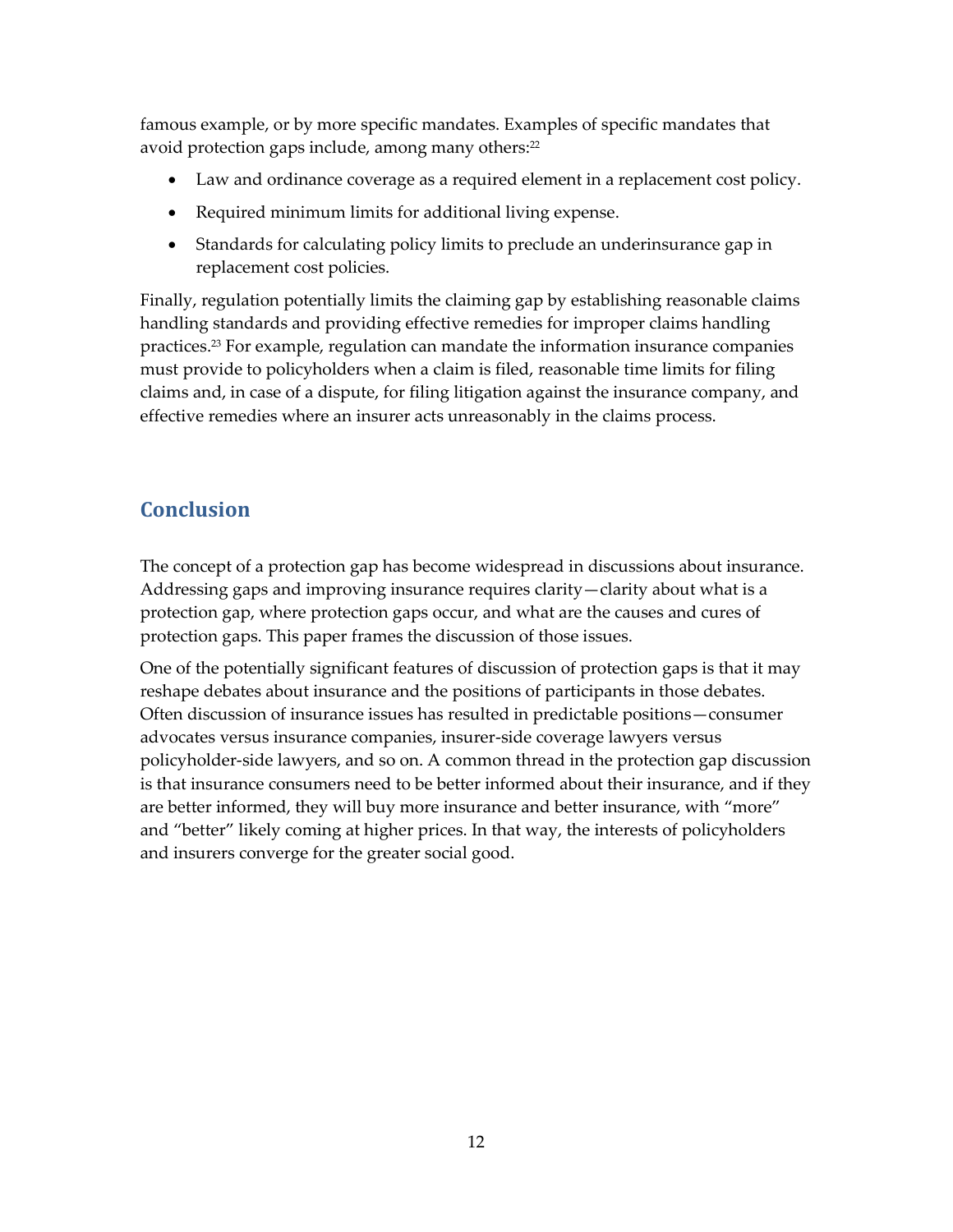famous example, or by more specific mandates. Examples of specific mandates that avoid protection gaps include, among many others:[22]

- Law and ordinance coverage as a required element in a replacement cost policy.
- Required minimum limits for additional living expense.
- Standards for calculating policy limits to preclude an underinsurance gap in replacement cost policies.

Finally, regulation potentially limits the claiming gap by establishing reasonable claims handling standards and providing effective remedies for improper claims handling practices.[23] For example, regulation can mandate the information insurance companies must provide to policyholders when a claim is filed, reasonable time limits for filing claims and, in case of a dispute, for filing litigation against the insurance company, and effective remedies where an insurer acts unreasonably in the claims process.

## Conclusion

The concept of a protection gap has become widespread in discussions about insurance. Addressing gaps and improving insurance requires clarity—clarity about what is a protection gap, where protection gaps occur, and what are the causes and cures of protection gaps. This paper frames the discussion of those issues.

One of the potentially significant features of discussion of protection gaps is that it may reshape debates about insurance and the positions of participants in those debates. Often discussion of insurance issues has resulted in predictable positions—consumer advocates versus insurance companies, insurer-side coverage lawyers versus policyholder-side lawyers, and so on. A common thread in the protection gap discussion is that insurance consumers need to be better informed about their insurance, and if they are better informed, they will buy more insurance and better insurance, with "more" and "better" likely coming at higher prices. In that way, the interests of policyholders and insurers converge for the greater social good.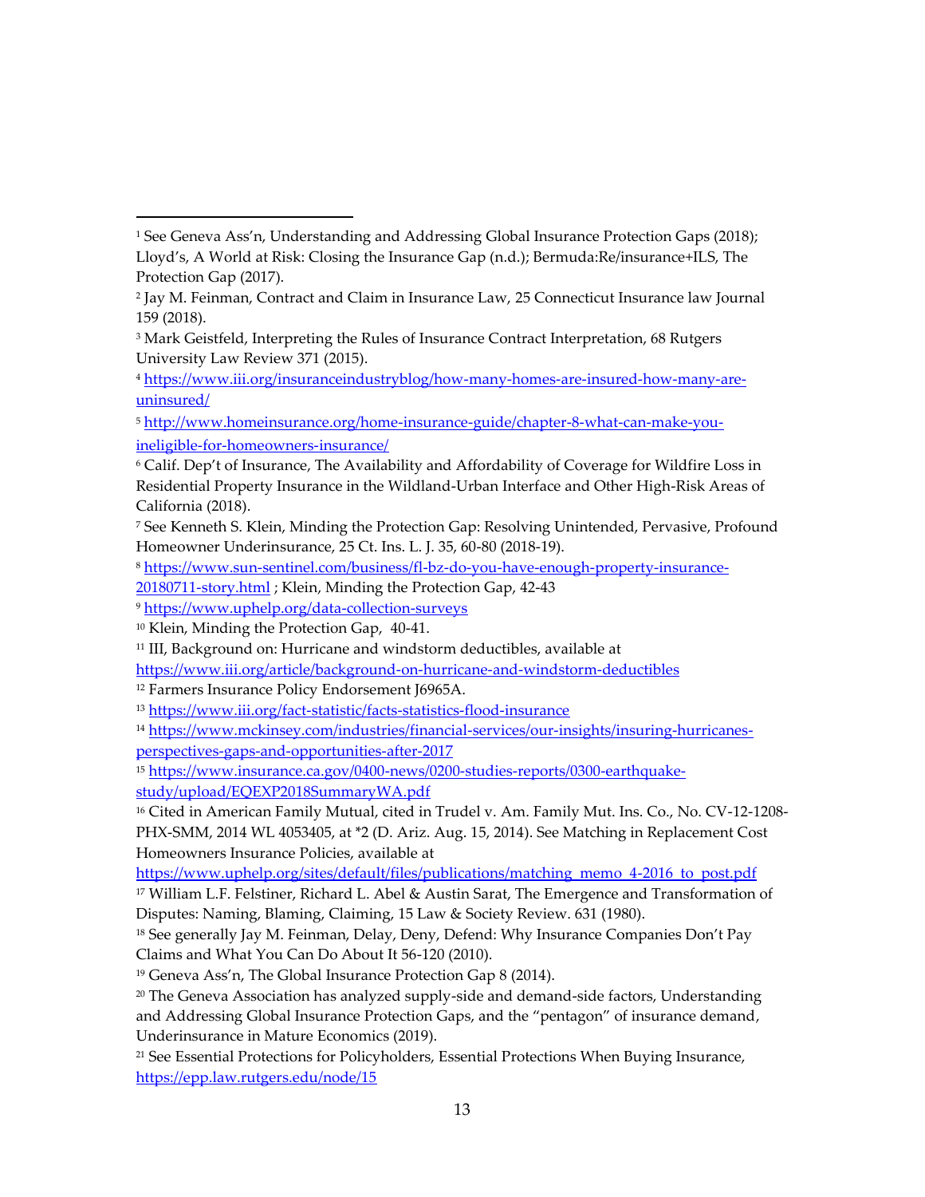[1] See Geneva Ass'n, Understanding and Addressing Global Insurance Protection Gaps (2018); Lloyd's, A World at Risk: Closing the Insurance Gap (n.d.); Bermuda:Re/insurance+ILS, The Protection Gap (2017).

[2] Jay M. Feinman, Contract and Claim in Insurance Law, 25 Connecticut Insurance law Journal 159 (2018).

[3] Mark Geistfeld, Interpreting the Rules of Insurance Contract Interpretation, 68 Rutgers University Law Review 371 (2015).

[4] https://www.iii.org/insuranceindustryblog/how-many-homes-are-insured-how-many-are-uninsured/

[5] http://www.homeinsurance.org/home-insurance-guide/chapter-8-what-can-make-you-ineligible-for-homeowners-insurance/

[6] Calif. Dep't of Insurance, The Availability and Affordability of Coverage for Wildfire Loss in Residential Property Insurance in the Wildland-Urban Interface and Other High-Risk Areas of California (2018).

[7] See Kenneth S. Klein, Minding the Protection Gap: Resolving Unintended, Pervasive, Profound Homeowner Underinsurance, 25 Ct. Ins. L. J. 35, 60-80 (2018-19).

[8] https://www.sun-sentinel.com/business/fl-bz-do-you-have-enough-property-insurance-20180711-story.html ; Klein, Minding the Protection Gap, 42-43

[9] https://www.uphelp.org/data-collection-surveys

[10] Klein, Minding the Protection Gap, 40-41.

[11] III, Background on: Hurricane and windstorm deductibles, available at https://www.iii.org/article/background-on-hurricane-and-windstorm-deductibles

[12] Farmers Insurance Policy Endorsement J6965A.

[13] https://www.iii.org/fact-statistic/facts-statistics-flood-insurance

[14] https://www.mckinsey.com/industries/financial-services/our-insights/insuring-hurricanes-perspectives-gaps-and-opportunities-after-2017

[15] https://www.insurance.ca.gov/0400-news/0200-studies-reports/0300-earthquake-study/upload/EQEXP2018SummaryWA.pdf

[16] Cited in American Family Mutual, cited in Trudel v. Am. Family Mut. Ins. Co., No. CV-12-1208-PHX-SMM, 2014 WL 4053405, at *2 (D. Ariz. Aug. 15, 2014). See Matching in Replacement Cost Homeowners Insurance Policies, available at https://www.uphelp.org/sites/default/files/publications/matching_memo_4-2016_to_post.pdf

[17] William L.F. Felstiner, Richard L. Abel & Austin Sarat, The Emergence and Transformation of Disputes: Naming, Blaming, Claiming, 15 Law & Society Review. 631 (1980).

[18] See generally Jay M. Feinman, Delay, Deny, Defend: Why Insurance Companies Don't Pay Claims and What You Can Do About It 56-120 (2010).

[19] Geneva Ass'n, The Global Insurance Protection Gap 8 (2014).

[20] The Geneva Association has analyzed supply-side and demand-side factors, Understanding and Addressing Global Insurance Protection Gaps, and the "pentagon" of insurance demand, Underinsurance in Mature Economics (2019).

[21] See Essential Protections for Policyholders, Essential Protections When Buying Insurance, https://epp.law.rutgers.edu/node/15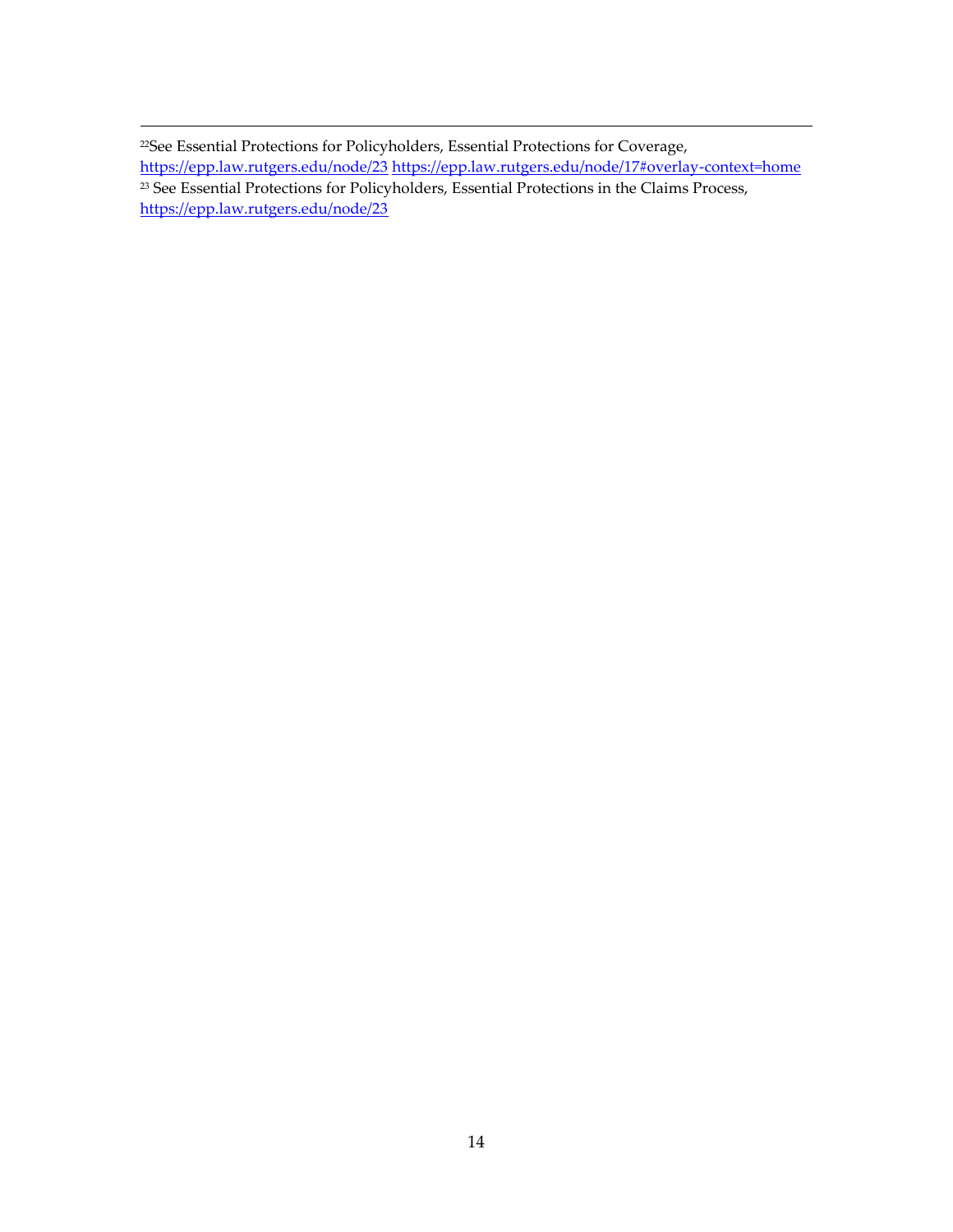[22]See Essential Protections for Policyholders, Essential Protections for Coverage, https://epp.law.rutgers.edu/node/23 https://epp.law.rutgers.edu/node/17#overlay-context=home

[23] See Essential Protections for Policyholders, Essential Protections in the Claims Process, https://epp.law.rutgers.edu/node/23